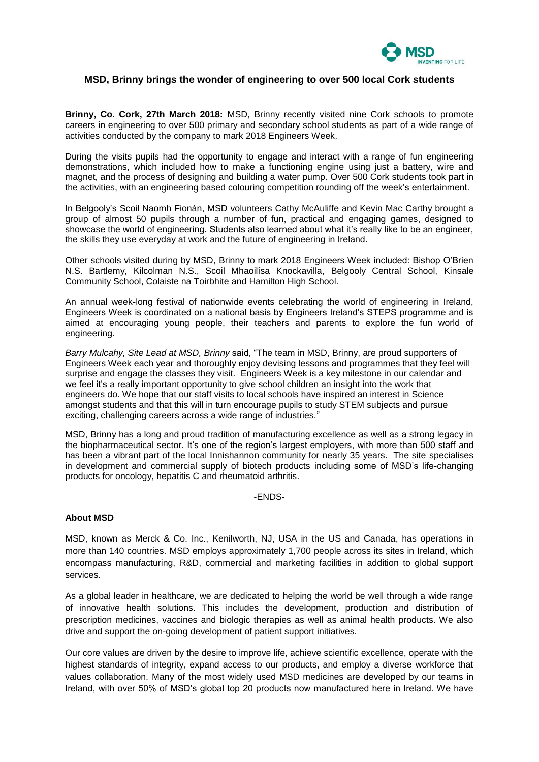## MSD, Brinny brings the wonder of engineering to over 500 local Cork students

**Brinny, Co. Cork, 27th March 2018:** MSD, Brinny recently visited nine Cork schools to promote careers in engineering to over 500 primary and secondary school students as part of a wide range of activities conducted by the company to mark 2018 Engineers Week.

During the visits pupils had the opportunity to engage and interact with a range of fun engineering demonstrations, which included how to make a functioning engine using just a battery, wire and magnet, and the process of designing and building a water pump. Over 500 Cork students took part in the activities, with an engineering based colouring competition rounding off the week's entertainment.

In Belgooly's Scoil Naomh Fionán, MSD volunteers Cathy McAuliffe and Kevin Mac Carthy brought a group of almost 50 pupils through a number of fun, practical and engaging games, designed to showcase the world of engineering. Students also learned about what it's really like to be an engineer, the skills they use everyday at work and the future of engineering in Ireland.

Other schools visited during by MSD, Brinny to mark 2018 Engineers Week included: Bishop O'Brien N.S. Bartlemy, Kilcolman N.S., Scoil Mhaoilísa Knockavilla, Belgooly Central School, Kinsale Community School, Colaiste na Toirbhite and Hamilton High School.

An annual week-long festival of nationwide events celebrating the world of engineering in Ireland, Engineers Week is coordinated on a national basis by Engineers Ireland's STEPS programme and is aimed at encouraging young people, their teachers and parents to explore the fun world of engineering.

*Barry Mulcahy, Site Lead at MSD, Brinny* said, "The team in MSD, Brinny, are proud supporters of Engineers Week each year and thoroughly enjoy devising lessons and programmes that they feel will surprise and engage the classes they visit. Engineers Week is a key milestone in our calendar and we feel it's a really important opportunity to give school children an insight into the work that engineers do. We hope that our staff visits to local schools have inspired an interest in Science amongst students and that this will in turn encourage pupils to study STEM subjects and pursue exciting, challenging careers across a wide range of industries."

MSD, Brinny has a long and proud tradition of manufacturing excellence as well as a strong legacy in the biopharmaceutical sector. It's one of the region's largest employers, with more than 500 staff and has been a vibrant part of the local Innishannon community for nearly 35 years. The site specialises in development and commercial supply of biotech products including some of MSD's life-changing products for oncology, hepatitis C and rheumatoid arthritis.

-ENDS-

**About MSD**

MSD, known as Merck & Co. Inc., Kenilworth, NJ, USA in the US and Canada, has operations in more than 140 countries. MSD employs approximately 1,700 people across its sites in Ireland, which encompass manufacturing, R&D, commercial and marketing facilities in addition to global support services.

As a global leader in healthcare, we are dedicated to helping the world be well through a wide range of innovative health solutions. This includes the development, production and distribution of prescription medicines, vaccines and biologic therapies as well as animal health products. We also drive and support the on-going development of patient support initiatives.

Our core values are driven by the desire to improve life, achieve scientific excellence, operate with the highest standards of integrity, expand access to our products, and employ a diverse workforce that values collaboration. Many of the most widely used MSD medicines are developed by our teams in Ireland, with over 50% of MSD's global top 20 products now manufactured here in Ireland. We have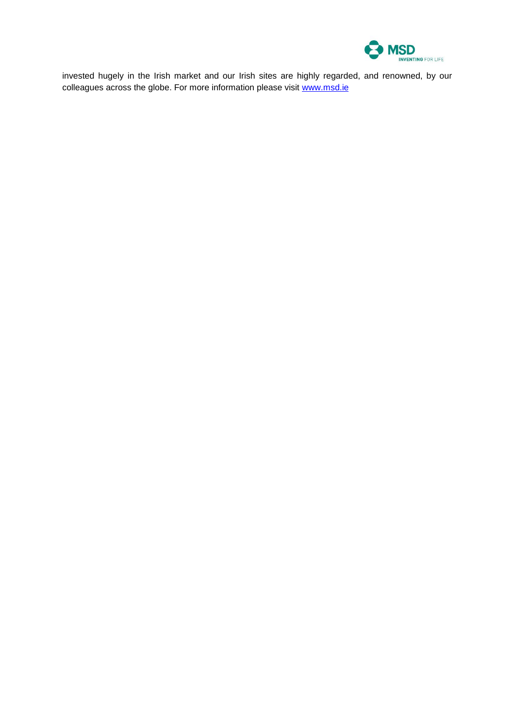invested hugely in the Irish market and our Irish sites are highly regarded, and renowned, by our colleagues across the globe. For more information please visit [www.msd.ie](http://www.msd.ie)